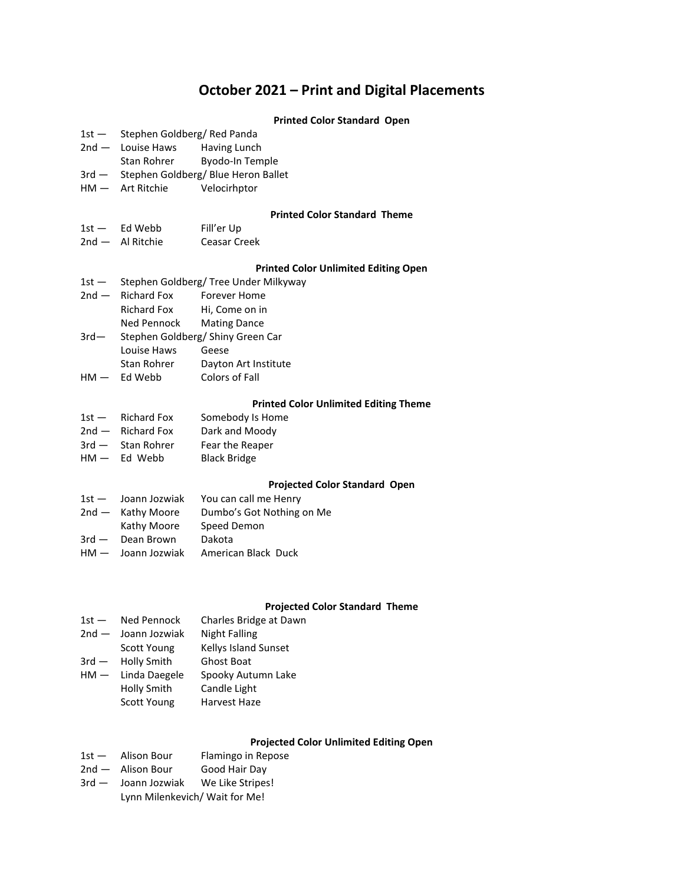# October 2021 – Print and Digital Placements

### Printed Color Standard Open

1st — Stephen Goldberg/ Red Panda
2nd — Louise Haws Having Lunch
Stan Rohrer Byodo-In Temple
3rd — Stephen Goldberg/ Blue Heron Ballet
HM — Art Ritchie Velocirhptor

### Printed Color Standard Theme

1st — Ed Webb Fill'er Up
2nd — Al Ritchie Ceasar Creek

### Printed Color Unlimited Editing Open

1st — Stephen Goldberg/ Tree Under Milkyway
2nd — Richard Fox Forever Home
Richard Fox Hi, Come on in
Ned Pennock Mating Dance
3rd— Stephen Goldberg/ Shiny Green Car
Louise Haws Geese
Stan Rohrer Dayton Art Institute
HM — Ed Webb Colors of Fall

### Printed Color Unlimited Editing Theme

1st — Richard Fox Somebody Is Home
2nd — Richard Fox Dark and Moody
3rd — Stan Rohrer Fear the Reaper
HM — Ed Webb Black Bridge

### Projected Color Standard Open

1st — Joann Jozwiak You can call me Henry
2nd — Kathy Moore Dumbo's Got Nothing on Me
Kathy Moore Speed Demon
3rd — Dean Brown Dakota
HM — Joann Jozwiak American Black Duck

### Projected Color Standard Theme

1st — Ned Pennock Charles Bridge at Dawn
2nd — Joann Jozwiak Night Falling
Scott Young Kellys Island Sunset
3rd — Holly Smith Ghost Boat
HM — Linda Daegele Spooky Autumn Lake
Holly Smith Candle Light
Scott Young Harvest Haze

### Projected Color Unlimited Editing Open

1st — Alison Bour Flamingo in Repose
2nd — Alison Bour Good Hair Day
3rd — Joann Jozwiak We Like Stripes!
Lynn Milenkevich/ Wait for Me!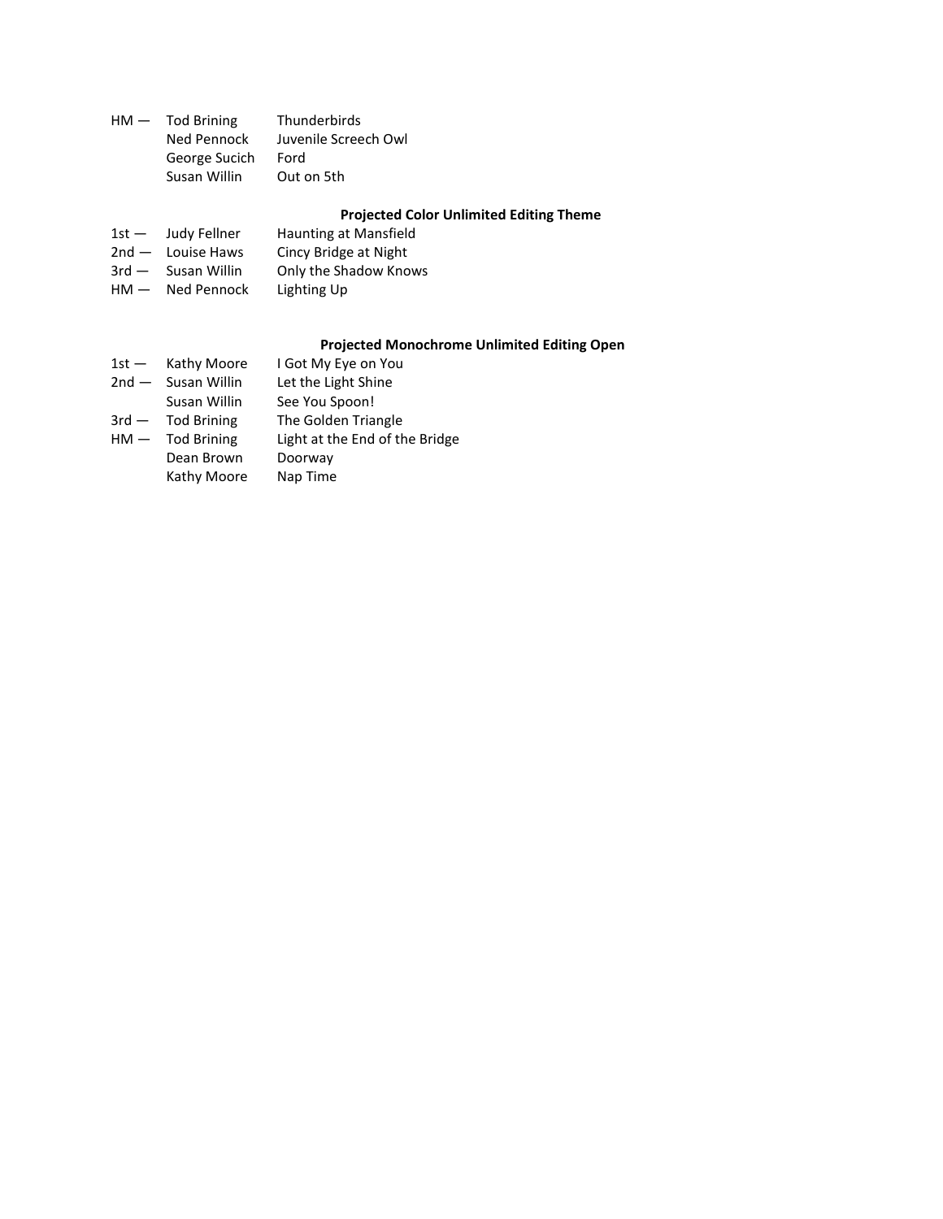| | | |
|---|---|---|
| HM — | Tod Brining | Thunderbirds |
| | Ned Pennock | Juvenile Screech Owl |
| | George Sucich | Ford |
| | Susan Willin | Out on 5th |

**Projected Color Unlimited Editing Theme**

| | | |
|---|---|---|
| 1st — | Judy Fellner | Haunting at Mansfield |
| 2nd — | Louise Haws | Cincy Bridge at Night |
| 3rd — | Susan Willin | Only the Shadow Knows |
| HM — | Ned Pennock | Lighting Up |

**Projected Monochrome Unlimited Editing Open**

| | | |
|---|---|---|
| 1st — | Kathy Moore | I Got My Eye on You |
| 2nd — | Susan Willin | Let the Light Shine |
| | Susan Willin | See You Spoon! |
| 3rd — | Tod Brining | The Golden Triangle |
| HM — | Tod Brining | Light at the End of the Bridge |
| | Dean Brown | Doorway |
| | Kathy Moore | Nap Time |